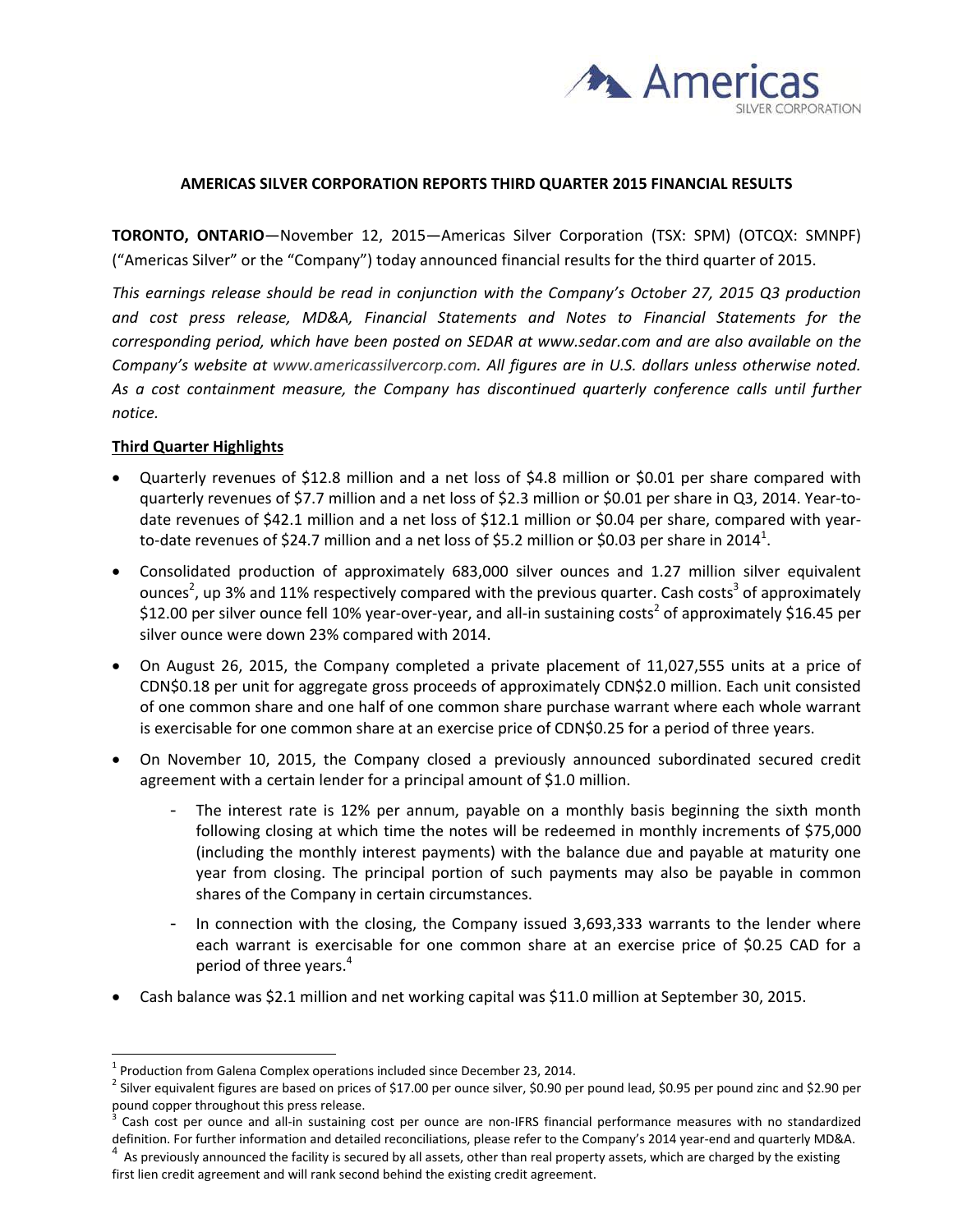Americas SILVER CORPORATION

**AMERICAS SILVER CORPORATION REPORTS THIRD QUARTER 2015 FINANCIAL RESULTS**

**TORONTO, ONTARIO**—November 12, 2015—Americas Silver Corporation (TSX: SPM) (OTCQX: SMNPF) ("Americas Silver" or the "Company") today announced financial results for the third quarter of 2015.

*This earnings release should be read in conjunction with the Company's October 27, 2015 Q3 production and cost press release, MD&A, Financial Statements and Notes to Financial Statements for the corresponding period, which have been posted on SEDAR at www.sedar.com and are also available on the Company's website at www.americassilvercorp.com. All figures are in U.S. dollars unless otherwise noted. As a cost containment measure, the Company has discontinued quarterly conference calls until further notice.*

**Third Quarter Highlights**

- Quarterly revenues of $12.8 million and a net loss of $4.8 million or $0.01 per share compared with quarterly revenues of $7.7 million and a net loss of $2.3 million or $0.01 per share in Q3, 2014. Year-to-date revenues of $42.1 million and a net loss of $12.1 million or $0.04 per share, compared with year-to-date revenues of $24.7 million and a net loss of $5.2 million or $0.03 per share in 2014[1].
- Consolidated production of approximately 683,000 silver ounces and 1.27 million silver equivalent ounces[2], up 3% and 11% respectively compared with the previous quarter. Cash costs[3] of approximately $12.00 per silver ounce fell 10% year-over-year, and all-in sustaining costs[2] of approximately $16.45 per silver ounce were down 23% compared with 2014.
- On August 26, 2015, the Company completed a private placement of 11,027,555 units at a price of CDN$0.18 per unit for aggregate gross proceeds of approximately CDN$2.0 million. Each unit consisted of one common share and one half of one common share purchase warrant where each whole warrant is exercisable for one common share at an exercise price of CDN$0.25 for a period of three years.
- On November 10, 2015, the Company closed a previously announced subordinated secured credit agreement with a certain lender for a principal amount of $1.0 million.
  - The interest rate is 12% per annum, payable on a monthly basis beginning the sixth month following closing at which time the notes will be redeemed in monthly increments of $75,000 (including the monthly interest payments) with the balance due and payable at maturity one year from closing. The principal portion of such payments may also be payable in common shares of the Company in certain circumstances.
  - In connection with the closing, the Company issued 3,693,333 warrants to the lender where each warrant is exercisable for one common share at an exercise price of $0.25 CAD for a period of three years.[4]
- Cash balance was $2.1 million and net working capital was $11.0 million at September 30, 2015.

---

[1] Production from Galena Complex operations included since December 23, 2014.

[2] Silver equivalent figures are based on prices of $17.00 per ounce silver, $0.90 per pound lead, $0.95 per pound zinc and $2.90 per pound copper throughout this press release.

[3] Cash cost per ounce and all-in sustaining cost per ounce are non-IFRS financial performance measures with no standardized definition. For further information and detailed reconciliations, please refer to the Company's 2014 year-end and quarterly MD&A.

[4] As previously announced the facility is secured by all assets, other than real property assets, which are charged by the existing first lien credit agreement and will rank second behind the existing credit agreement.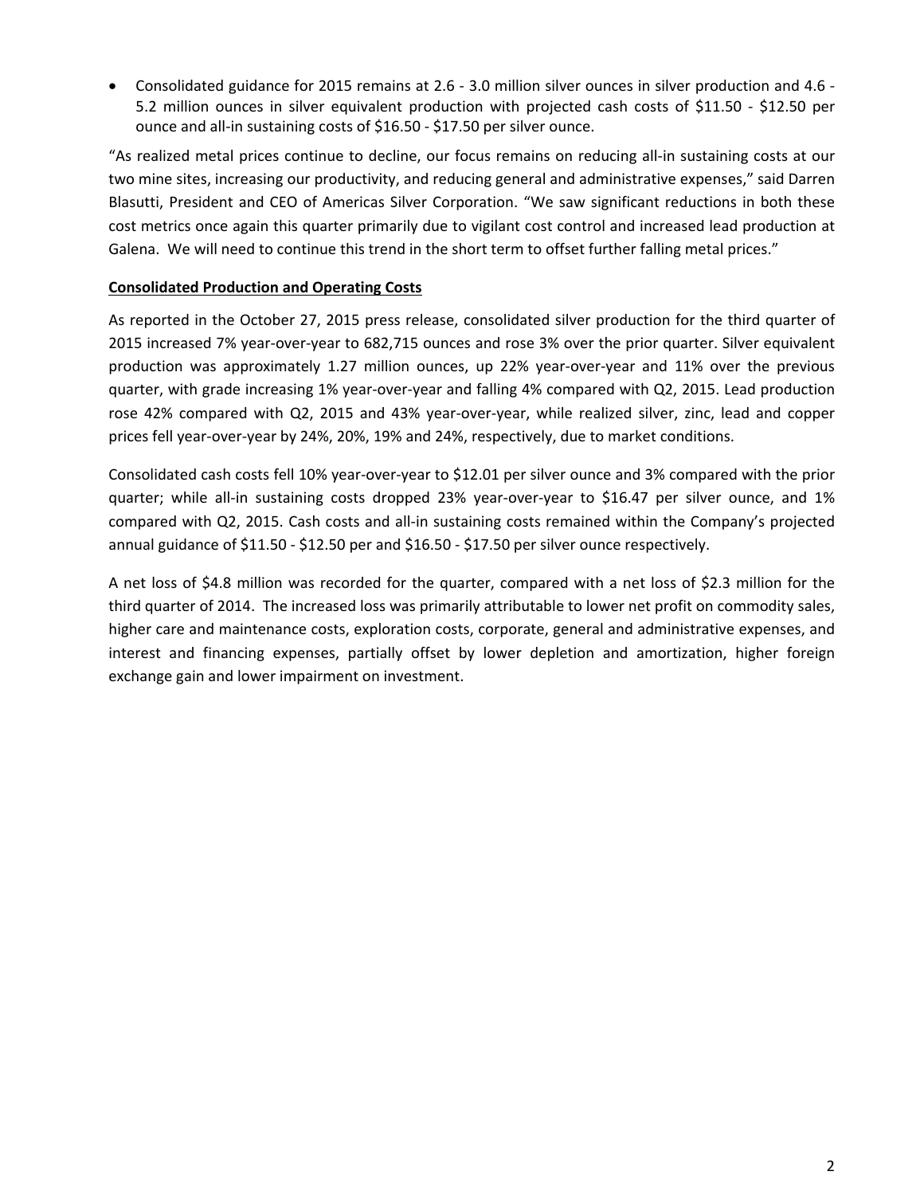- Consolidated guidance for 2015 remains at 2.6 - 3.0 million silver ounces in silver production and 4.6 - 5.2 million ounces in silver equivalent production with projected cash costs of $11.50 - $12.50 per ounce and all-in sustaining costs of $16.50 - $17.50 per silver ounce.

"As realized metal prices continue to decline, our focus remains on reducing all-in sustaining costs at our two mine sites, increasing our productivity, and reducing general and administrative expenses," said Darren Blasutti, President and CEO of Americas Silver Corporation. "We saw significant reductions in both these cost metrics once again this quarter primarily due to vigilant cost control and increased lead production at Galena. We will need to continue this trend in the short term to offset further falling metal prices."

**Consolidated Production and Operating Costs**

As reported in the October 27, 2015 press release, consolidated silver production for the third quarter of 2015 increased 7% year-over-year to 682,715 ounces and rose 3% over the prior quarter. Silver equivalent production was approximately 1.27 million ounces, up 22% year-over-year and 11% over the previous quarter, with grade increasing 1% year-over-year and falling 4% compared with Q2, 2015. Lead production rose 42% compared with Q2, 2015 and 43% year-over-year, while realized silver, zinc, lead and copper prices fell year-over-year by 24%, 20%, 19% and 24%, respectively, due to market conditions.

Consolidated cash costs fell 10% year-over-year to $12.01 per silver ounce and 3% compared with the prior quarter; while all-in sustaining costs dropped 23% year-over-year to $16.47 per silver ounce, and 1% compared with Q2, 2015. Cash costs and all-in sustaining costs remained within the Company's projected annual guidance of $11.50 - $12.50 per and $16.50 - $17.50 per silver ounce respectively.

A net loss of $4.8 million was recorded for the quarter, compared with a net loss of $2.3 million for the third quarter of 2014. The increased loss was primarily attributable to lower net profit on commodity sales, higher care and maintenance costs, exploration costs, corporate, general and administrative expenses, and interest and financing expenses, partially offset by lower depletion and amortization, higher foreign exchange gain and lower impairment on investment.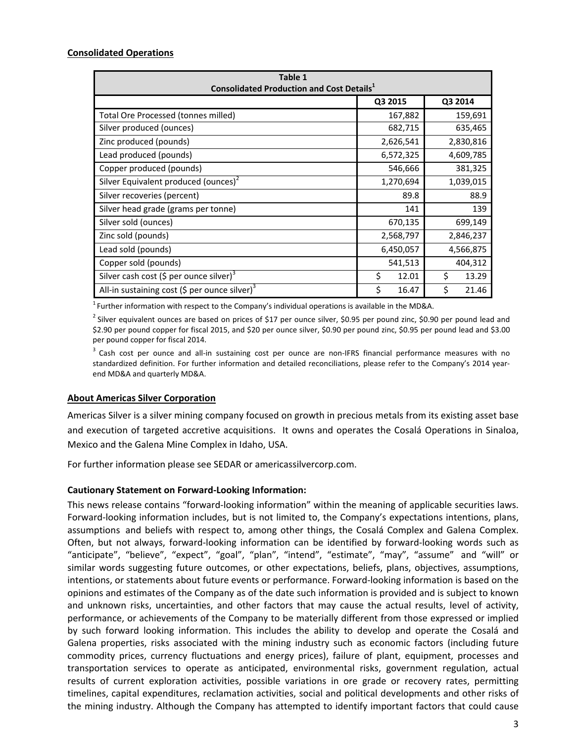**Consolidated Operations**

| Table 1<br>Consolidated Production and Cost Details[1] | | |
|---|---|---|
| | Q3 2015 | Q3 2014 |
| Total Ore Processed (tonnes milled) | 167,882 | 159,691 |
| Silver produced (ounces) | 682,715 | 635,465 |
| Zinc produced (pounds) | 2,626,541 | 2,830,816 |
| Lead produced (pounds) | 6,572,325 | 4,609,785 |
| Copper produced (pounds) | 546,666 | 381,325 |
| Silver Equivalent produced (ounces)[2] | 1,270,694 | 1,039,015 |
| Silver recoveries (percent) | 89.8 | 88.9 |
| Silver head grade (grams per tonne) | 141 | 139 |
| Silver sold (ounces) | 670,135 | 699,149 |
| Zinc sold (pounds) | 2,568,797 | 2,846,237 |
| Lead sold (pounds) | 6,450,057 | 4,566,875 |
| Copper sold (pounds) | 541,513 | 404,312 |
| Silver cash cost ($ per ounce silver)[3] | $ 12.01 | $ 13.29 |
| All-in sustaining cost ($ per ounce silver)[3] | $ 16.47 | $ 21.46 |

[1] Further information with respect to the Company's individual operations is available in the MD&A.

[2] Silver equivalent ounces are based on prices of $17 per ounce silver, $0.95 per pound zinc, $0.90 per pound lead and $2.90 per pound copper for fiscal 2015, and $20 per ounce silver, $0.90 per pound zinc, $0.95 per pound lead and $3.00 per pound copper for fiscal 2014.

[3] Cash cost per ounce and all-in sustaining cost per ounce are non-IFRS financial performance measures with no standardized definition. For further information and detailed reconciliations, please refer to the Company's 2014 year-end MD&A and quarterly MD&A.

**About Americas Silver Corporation**

Americas Silver is a silver mining company focused on growth in precious metals from its existing asset base and execution of targeted accretive acquisitions. It owns and operates the Cosalá Operations in Sinaloa, Mexico and the Galena Mine Complex in Idaho, USA.

For further information please see SEDAR or americassilvercorp.com.

**Cautionary Statement on Forward-Looking Information:**

This news release contains "forward-looking information" within the meaning of applicable securities laws. Forward-looking information includes, but is not limited to, the Company's expectations intentions, plans, assumptions and beliefs with respect to, among other things, the Cosalá Complex and Galena Complex. Often, but not always, forward-looking information can be identified by forward-looking words such as "anticipate", "believe", "expect", "goal", "plan", "intend", "estimate", "may", "assume" and "will" or similar words suggesting future outcomes, or other expectations, beliefs, plans, objectives, assumptions, intentions, or statements about future events or performance. Forward-looking information is based on the opinions and estimates of the Company as of the date such information is provided and is subject to known and unknown risks, uncertainties, and other factors that may cause the actual results, level of activity, performance, or achievements of the Company to be materially different from those expressed or implied by such forward looking information. This includes the ability to develop and operate the Cosalá and Galena properties, risks associated with the mining industry such as economic factors (including future commodity prices, currency fluctuations and energy prices), failure of plant, equipment, processes and transportation services to operate as anticipated, environmental risks, government regulation, actual results of current exploration activities, possible variations in ore grade or recovery rates, permitting timelines, capital expenditures, reclamation activities, social and political developments and other risks of the mining industry. Although the Company has attempted to identify important factors that could cause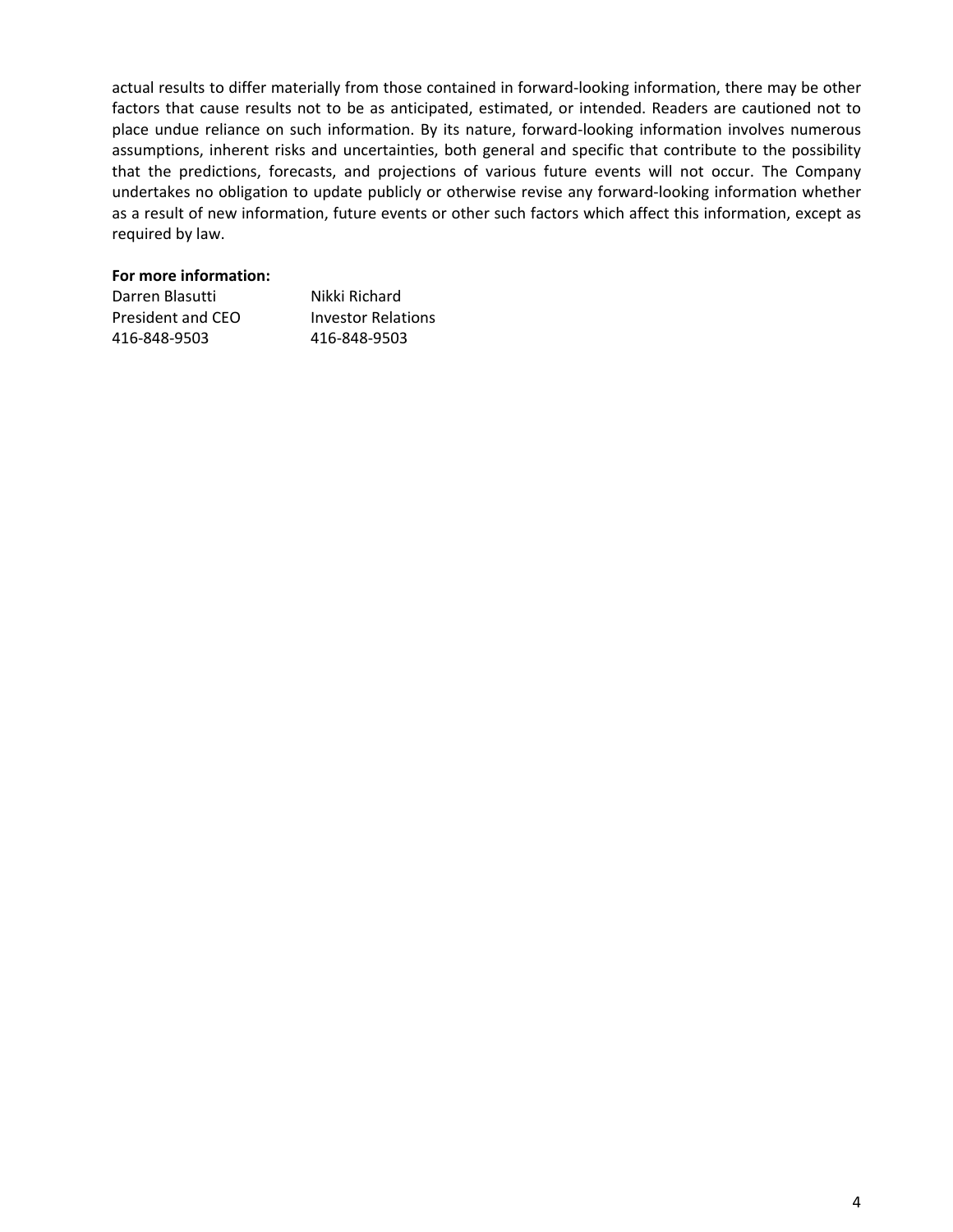actual results to differ materially from those contained in forward-looking information, there may be other factors that cause results not to be as anticipated, estimated, or intended. Readers are cautioned not to place undue reliance on such information. By its nature, forward-looking information involves numerous assumptions, inherent risks and uncertainties, both general and specific that contribute to the possibility that the predictions, forecasts, and projections of various future events will not occur. The Company undertakes no obligation to update publicly or otherwise revise any forward-looking information whether as a result of new information, future events or other such factors which affect this information, except as required by law.

**For more information:**

| | |
|---|---|
| Darren Blasutti | Nikki Richard |
| President and CEO | Investor Relations |
| 416-848-9503 | 416-848-9503 |